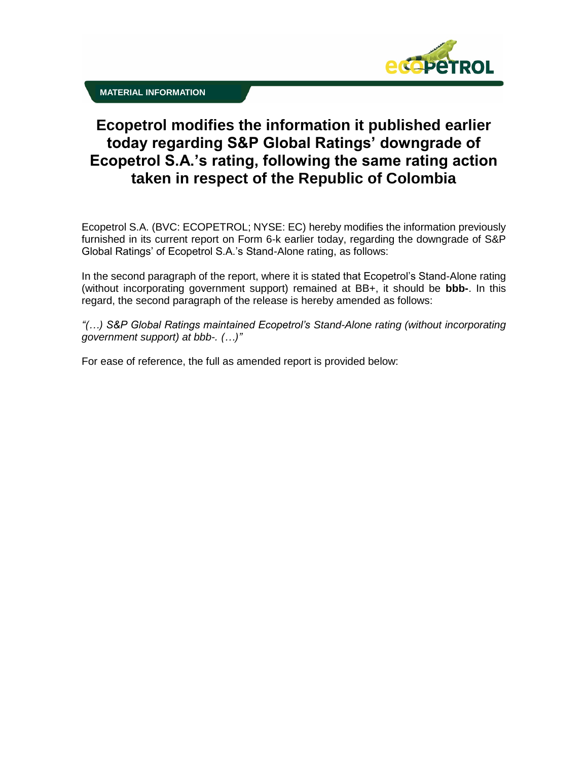**MATERIAL INFORMATION**

# Ecopetrol modifies the information it published earlier today regarding S&P Global Ratings' downgrade of Ecopetrol S.A.'s rating, following the same rating action taken in respect of the Republic of Colombia

Ecopetrol S.A. (BVC: ECOPETROL; NYSE: EC) hereby modifies the information previously furnished in its current report on Form 6-k earlier today, regarding the downgrade of S&P Global Ratings' of Ecopetrol S.A.'s Stand-Alone rating, as follows:

In the second paragraph of the report, where it is stated that Ecopetrol's Stand-Alone rating (without incorporating government support) remained at BB+, it should be **bbb-**. In this regard, the second paragraph of the release is hereby amended as follows:

*"(…) S&P Global Ratings maintained Ecopetrol's Stand-Alone rating (without incorporating government support) at bbb-. (…)"*

For ease of reference, the full as amended report is provided below: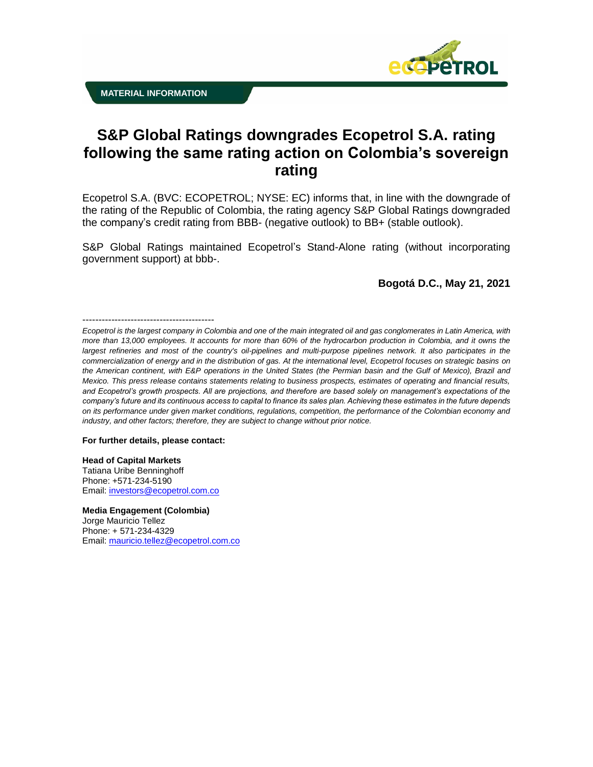**MATERIAL INFORMATION**

# S&P Global Ratings downgrades Ecopetrol S.A. rating following the same rating action on Colombia's sovereign rating

Ecopetrol S.A. (BVC: ECOPETROL; NYSE: EC) informs that, in line with the downgrade of the rating of the Republic of Colombia, the rating agency S&P Global Ratings downgraded the company's credit rating from BBB- (negative outlook) to BB+ (stable outlook).

S&P Global Ratings maintained Ecopetrol's Stand-Alone rating (without incorporating government support) at bbb-.

**Bogotá D.C., May 21, 2021**

-----------------------------------------

*Ecopetrol is the largest company in Colombia and one of the main integrated oil and gas conglomerates in Latin America, with more than 13,000 employees. It accounts for more than 60% of the hydrocarbon production in Colombia, and it owns the largest refineries and most of the country's oil-pipelines and multi-purpose pipelines network. It also participates in the commercialization of energy and in the distribution of gas. At the international level, Ecopetrol focuses on strategic basins on the American continent, with E&P operations in the United States (the Permian basin and the Gulf of Mexico), Brazil and Mexico. This press release contains statements relating to business prospects, estimates of operating and financial results, and Ecopetrol's growth prospects. All are projections, and therefore are based solely on management's expectations of the company's future and its continuous access to capital to finance its sales plan. Achieving these estimates in the future depends on its performance under given market conditions, regulations, competition, the performance of the Colombian economy and industry, and other factors; therefore, they are subject to change without prior notice.*

**For further details, please contact:**

**Head of Capital Markets**
Tatiana Uribe Benninghoff
Phone: +571-234-5190
Email: investors@ecopetrol.com.co

**Media Engagement (Colombia)**
Jorge Mauricio Tellez
Phone: + 571-234-4329
Email: mauricio.tellez@ecopetrol.com.co